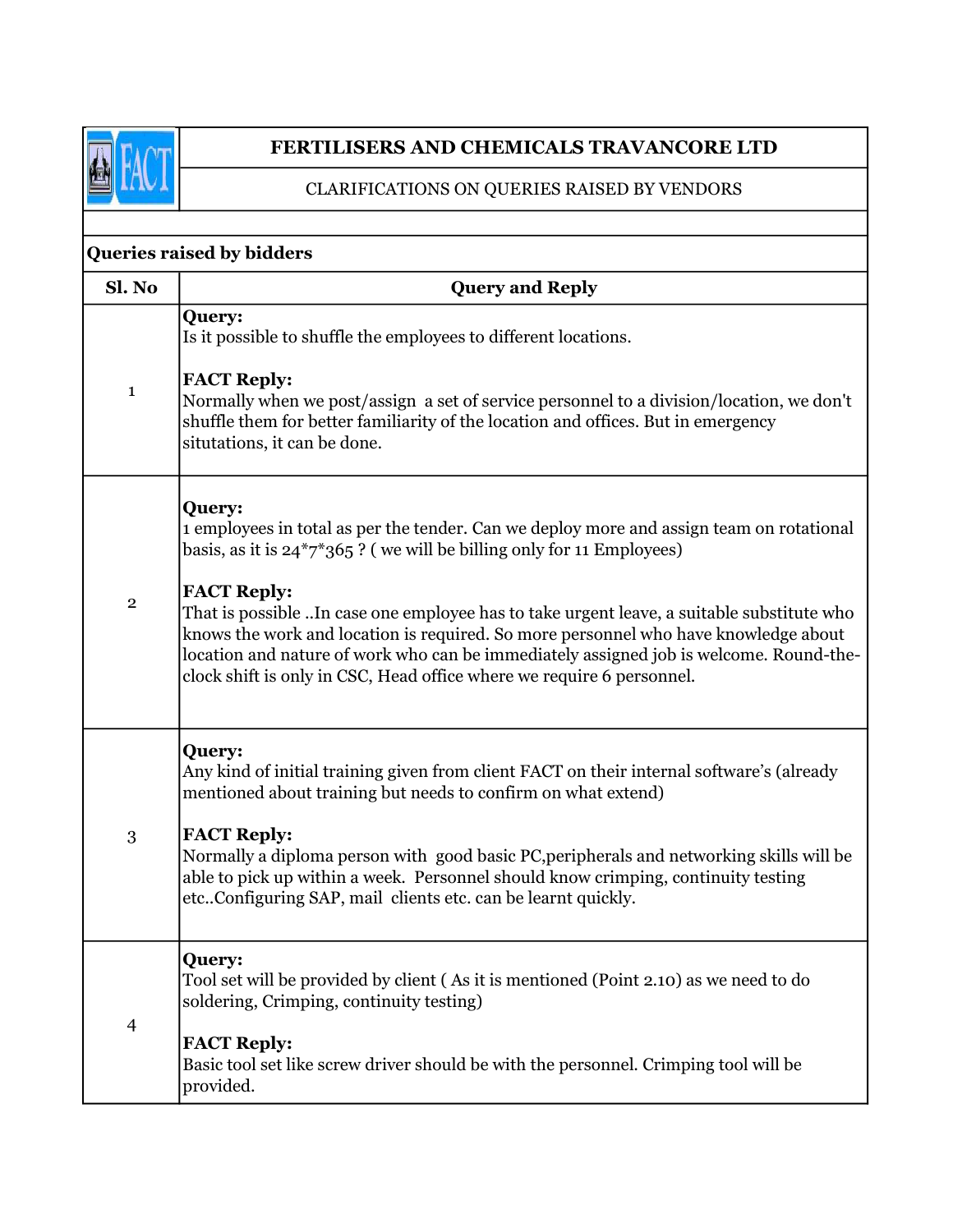# FERTILISERS AND CHEMICALS TRAVANCORE LTD

CLARIFICATIONS ON QUERIES RAISED BY VENDORS

**Queries raised by bidders**

| Sl. No | Query and Reply |
|---|---|
| 1 | **Query:**<br>Is it possible to shuffle the employees to different locations.<br><br>**FACT Reply:**<br>Normally when we post/assign a set of service personnel to a division/location, we don't shuffle them for better familiarity of the location and offices. But in emergency situtations, it can be done. |
| 2 | **Query:**<br>1 employees in total as per the tender. Can we deploy more and assign team on rotational basis, as it is 24*7*365 ? ( we will be billing only for 11 Employees)<br><br>**FACT Reply:**<br>That is possible ..In case one employee has to take urgent leave, a suitable substitute who knows the work and location is required. So more personnel who have knowledge about location and nature of work who can be immediately assigned job is welcome. Round-the-clock shift is only in CSC, Head office where we require 6 personnel. |
| 3 | **Query:**<br>Any kind of initial training given from client FACT on their internal software's (already mentioned about training but needs to confirm on what extend)<br><br>**FACT Reply:**<br>Normally a diploma person with good basic PC,peripherals and networking skills will be able to pick up within a week. Personnel should know crimping, continuity testing etc..Configuring SAP, mail clients etc. can be learnt quickly. |
| 4 | **Query:**<br>Tool set will be provided by client ( As it is mentioned (Point 2.10) as we need to do soldering, Crimping, continuity testing)<br><br>**FACT Reply:**<br>Basic tool set like screw driver should be with the personnel. Crimping tool will be provided. |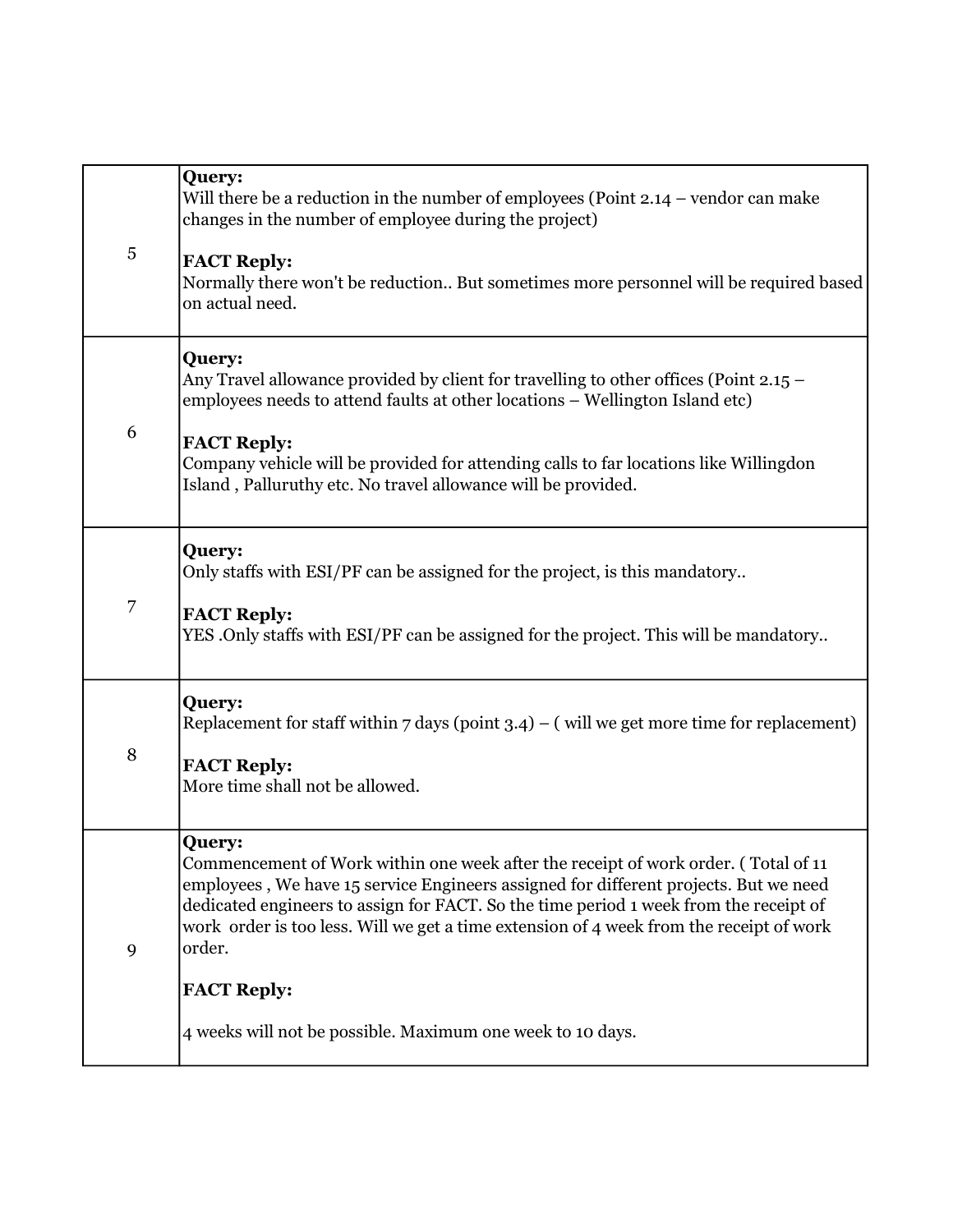| | |
|---|---|
| 5 | **Query:**<br>Will there be a reduction in the number of employees (Point 2.14 – vendor can make changes in the number of employee during the project)<br><br>**FACT Reply:**<br>Normally there won't be reduction.. But sometimes more personnel will be required based on actual need. |
| 6 | **Query:**<br>Any Travel allowance provided by client for travelling to other offices (Point 2.15 – employees needs to attend faults at other locations – Wellington Island etc)<br><br>**FACT Reply:**<br>Company vehicle will be provided for attending calls to far locations like Willingdon Island , Palluruthy etc. No travel allowance will be provided. |
| 7 | **Query:**<br>Only staffs with ESI/PF can be assigned for the project, is this mandatory..<br><br>**FACT Reply:**<br>YES .Only staffs with ESI/PF can be assigned for the project. This will be mandatory.. |
| 8 | **Query:**<br>Replacement for staff within 7 days (point 3.4) – ( will we get more time for replacement)<br><br>**FACT Reply:**<br>More time shall not be allowed. |
| 9 | **Query:**<br>Commencement of Work within one week after the receipt of work order. ( Total of 11 employees , We have 15 service Engineers assigned for different projects. But we need dedicated engineers to assign for FACT. So the time period 1 week from the receipt of work order is too less. Will we get a time extension of 4 week from the receipt of work order.<br><br>**FACT Reply:**<br><br>4 weeks will not be possible. Maximum one week to 10 days. |